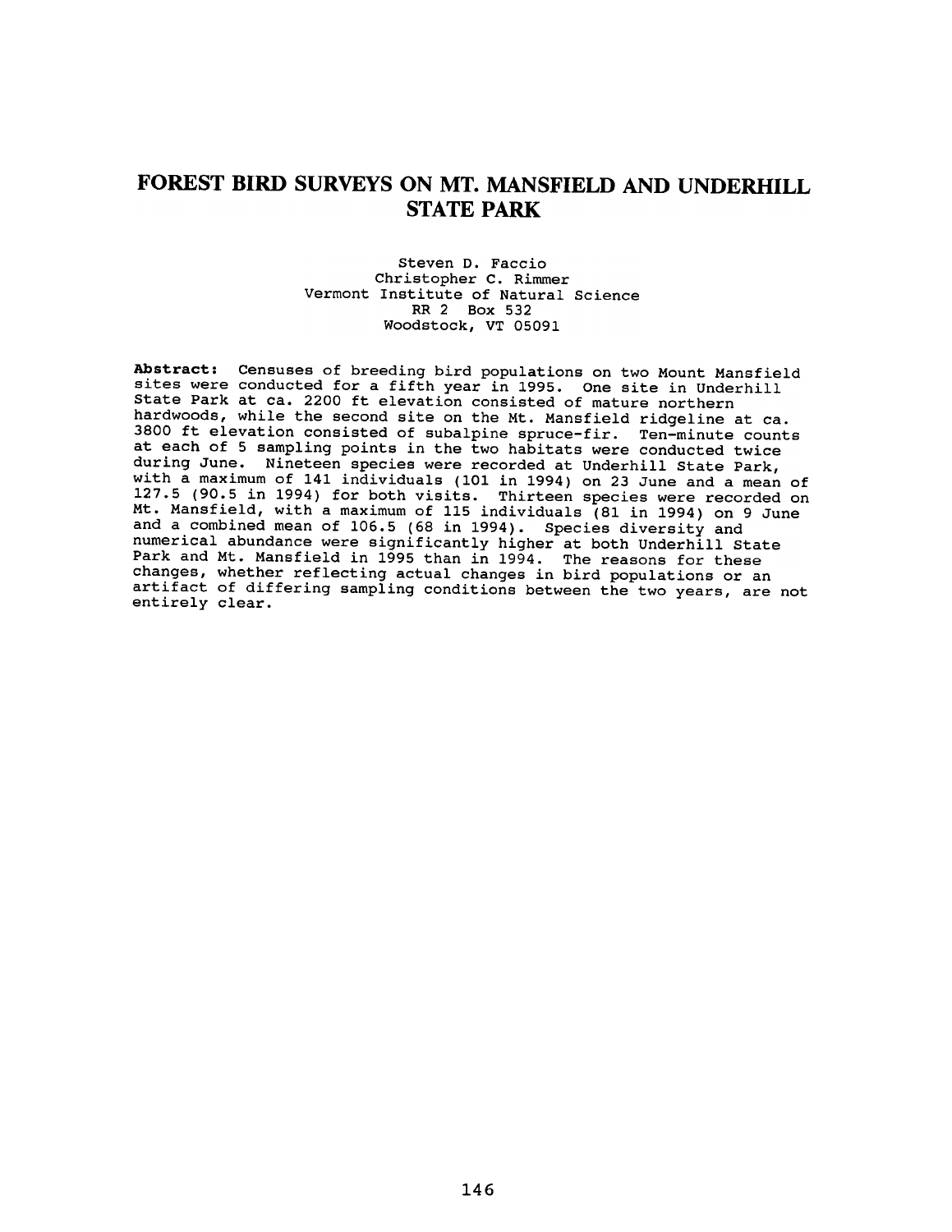# FOREST BIRD SURVEYS ON MT. MANSFIELD AND UNDERHILL STATE PARK

Steven D. Faccio
Christopher C. Rimmer
Vermont Institute of Natural Science
RR 2 Box 532
Woodstock, VT 05091

**Abstract:** Censuses of breeding bird populations on two Mount Mansfield sites were conducted for a fifth year in 1995. One site in Underhill State Park at ca. 2200 ft elevation consisted of mature northern hardwoods, while the second site on the Mt. Mansfield ridgeline at ca. 3800 ft elevation consisted of subalpine spruce-fir. Ten-minute counts at each of 5 sampling points in the two habitats were conducted twice during June. Nineteen species were recorded at Underhill State Park, with a maximum of 141 individuals (101 in 1994) on 23 June and a mean of 127.5 (90.5 in 1994) for both visits. Thirteen species were recorded on Mt. Mansfield, with a maximum of 115 individuals (81 in 1994) on 9 June and a combined mean of 106.5 (68 in 1994). Species diversity and numerical abundance were significantly higher at both Underhill State Park and Mt. Mansfield in 1995 than in 1994. The reasons for these changes, whether reflecting actual changes in bird populations or an artifact of differing sampling conditions between the two years, are not entirely clear.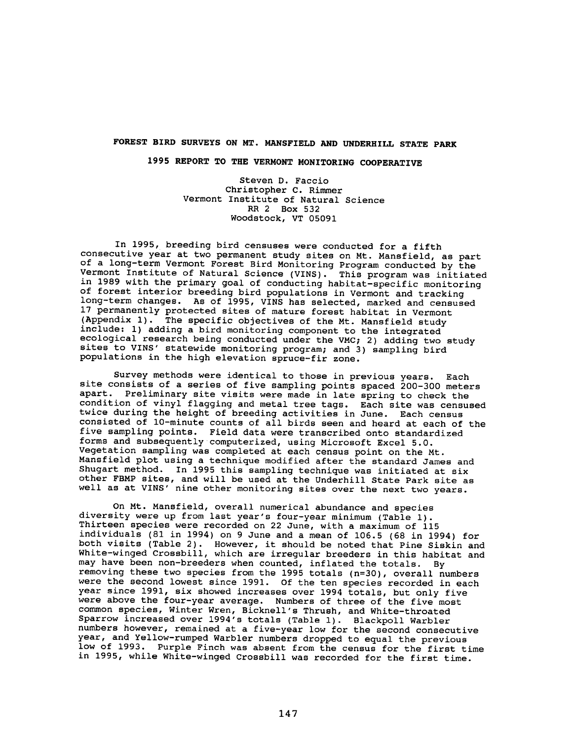**FOREST BIRD SURVEYS ON MT. MANSFIELD AND UNDERHILL STATE PARK**

**1995 REPORT TO THE VERMONT MONITORING COOPERATIVE**

Steven D. Faccio
Christopher C. Rimmer
Vermont Institute of Natural Science
RR 2 Box 532
Woodstock, VT 05091

In 1995, breeding bird censuses were conducted for a fifth consecutive year at two permanent study sites on Mt. Mansfield, as part of a long-term Vermont Forest Bird Monitoring Program conducted by the Vermont Institute of Natural Science (VINS). This program was initiated in 1989 with the primary goal of conducting habitat-specific monitoring of forest interior breeding bird populations in Vermont and tracking long-term changes. As of 1995, VINS has selected, marked and censused 17 permanently protected sites of mature forest habitat in Vermont (Appendix 1). The specific objectives of the Mt. Mansfield study include: 1) adding a bird monitoring component to the integrated ecological research being conducted under the VMC; 2) adding two study sites to VINS' statewide monitoring program; and 3) sampling bird populations in the high elevation spruce-fir zone.

Survey methods were identical to those in previous years. Each site consists of a series of five sampling points spaced 200-300 meters apart. Preliminary site visits were made in late spring to check the condition of vinyl flagging and metal tree tags. Each site was censused twice during the height of breeding activities in June. Each census consisted of 10-minute counts of all birds seen and heard at each of the five sampling points. Field data were transcribed onto standardized forms and subsequently computerized, using Microsoft Excel 5.0. Vegetation sampling was completed at each census point on the Mt. Mansfield plot using a technique modified after the standard James and Shugart method. In 1995 this sampling technique was initiated at six other FBMP sites, and will be used at the Underhill State Park site as well as at VINS' nine other monitoring sites over the next two years.

On Mt. Mansfield, overall numerical abundance and species diversity were up from last year's four-year minimum (Table 1). Thirteen species were recorded on 22 June, with a maximum of 115 individuals (81 in 1994) on 9 June and a mean of 106.5 (68 in 1994) for both visits (Table 2). However, it should be noted that Pine Siskin and White-winged Crossbill, which are irregular breeders in this habitat and may have been non-breeders when counted, inflated the totals. By removing these two species from the 1995 totals (n=30), overall numbers were the second lowest since 1991. Of the ten species recorded in each year since 1991, six showed increases over 1994 totals, but only five were above the four-year average. Numbers of three of the five most common species, Winter Wren, Bicknell's Thrush, and White-throated Sparrow increased over 1994's totals (Table 1). Blackpoll Warbler numbers however, remained at a five-year low for the second consecutive year, and Yellow-rumped Warbler numbers dropped to equal the previous low of 1993. Purple Finch was absent from the census for the first time in 1995, while White-winged Crossbill was recorded for the first time.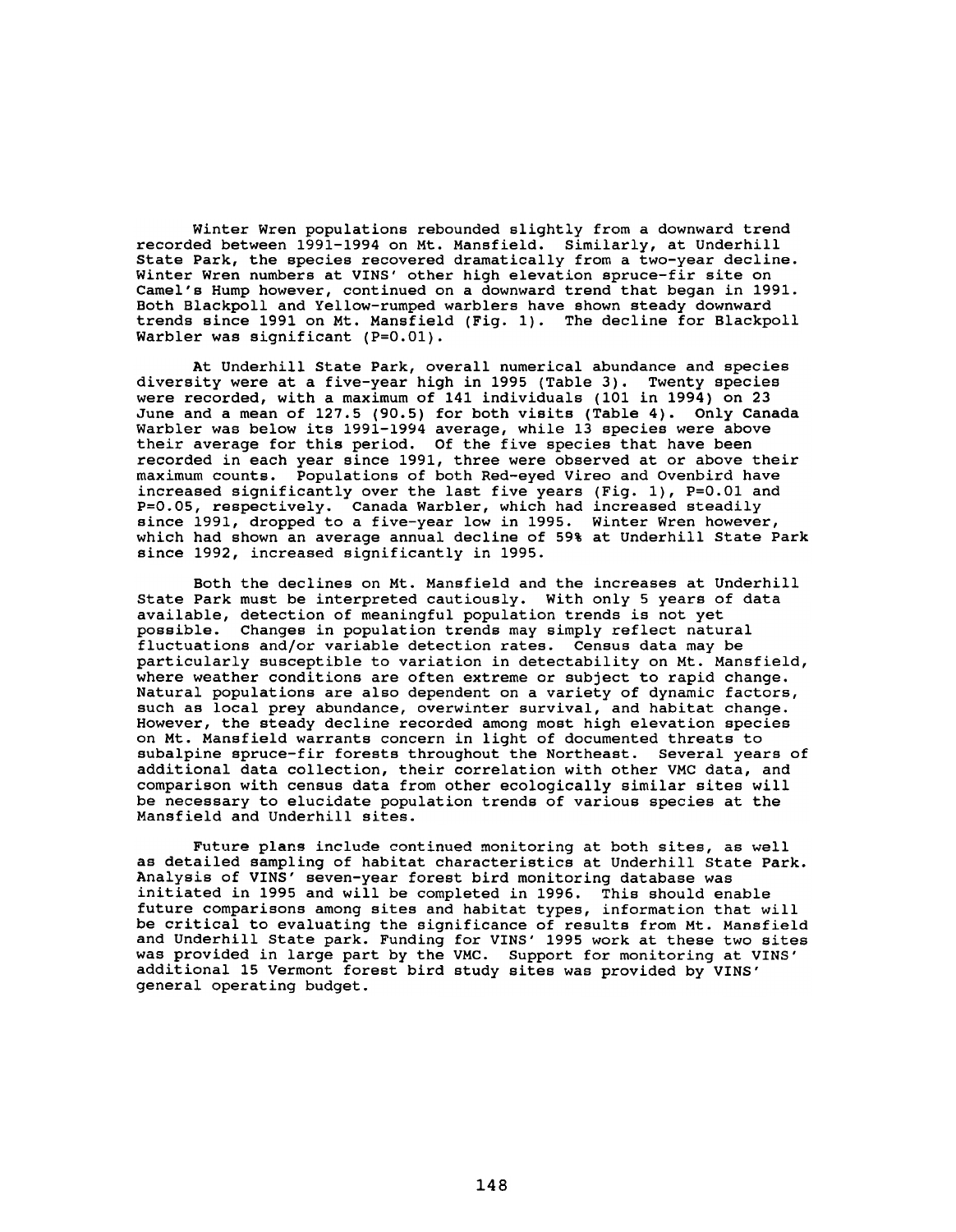Winter Wren populations rebounded slightly from a downward trend recorded between 1991-1994 on Mt. Mansfield. Similarly, at Underhill State Park, the species recovered dramatically from a two-year decline. Winter Wren numbers at VINS' other high elevation spruce-fir site on Camel's Hump however, continued on a downward trend that began in 1991. Both Blackpoll and Yellow-rumped warblers have shown steady downward trends since 1991 on Mt. Mansfield (Fig. 1). The decline for Blackpoll Warbler was significant ($P=0.01$).

At Underhill State Park, overall numerical abundance and species diversity were at a five-year high in 1995 (Table 3). Twenty species were recorded, with a maximum of 141 individuals (101 in 1994) on 23 June and a mean of 127.5 (90.5) for both visits (Table 4). Only Canada Warbler was below its 1991-1994 average, while 13 species were above their average for this period. Of the five species that have been recorded in each year since 1991, three were observed at or above their maximum counts. Populations of both Red-eyed Vireo and Ovenbird have increased significantly over the last five years (Fig. 1), $P=0.01$ and $P=0.05$, respectively. Canada Warbler, which had increased steadily since 1991, dropped to a five-year low in 1995. Winter Wren however, which had shown an average annual decline of 59% at Underhill State Park since 1992, increased significantly in 1995.

Both the declines on Mt. Mansfield and the increases at Underhill State Park must be interpreted cautiously. With only 5 years of data available, detection of meaningful population trends is not yet possible. Changes in population trends may simply reflect natural fluctuations and/or variable detection rates. Census data may be particularly susceptible to variation in detectability on Mt. Mansfield, where weather conditions are often extreme or subject to rapid change. Natural populations are also dependent on a variety of dynamic factors, such as local prey abundance, overwinter survival, and habitat change. However, the steady decline recorded among most high elevation species on Mt. Mansfield warrants concern in light of documented threats to subalpine spruce-fir forests throughout the Northeast. Several years of additional data collection, their correlation with other VMC data, and comparison with census data from other ecologically similar sites will be necessary to elucidate population trends of various species at the Mansfield and Underhill sites.

Future plans include continued monitoring at both sites, as well as detailed sampling of habitat characteristics at Underhill State Park. Analysis of VINS' seven-year forest bird monitoring database was initiated in 1995 and will be completed in 1996. This should enable future comparisons among sites and habitat types, information that will be critical to evaluating the significance of results from Mt. Mansfield and Underhill State park. Funding for VINS' 1995 work at these two sites was provided in large part by the VMC. Support for monitoring at VINS' additional 15 Vermont forest bird study sites was provided by VINS' general operating budget.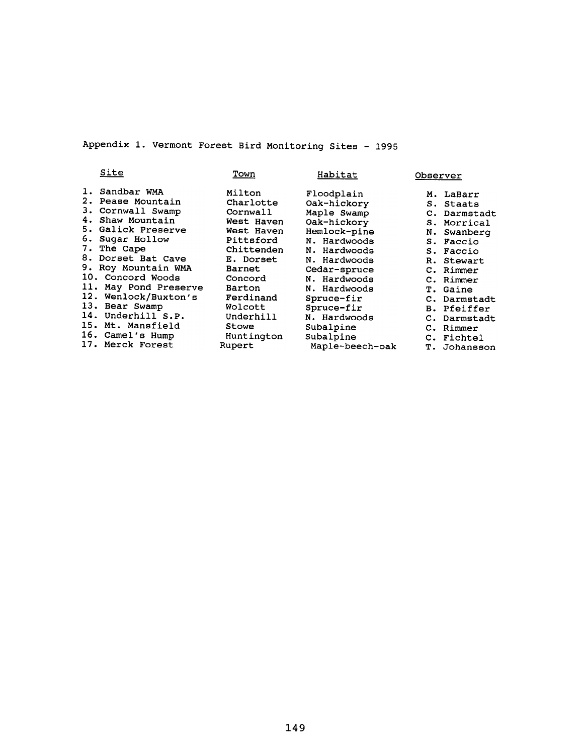Appendix 1. Vermont Forest Bird Monitoring Sites - 1995

| Site | Town | Habitat | Observer |
|---|---|---|---|
| 1. Sandbar WMA | Milton | Floodplain | M. LaBarr |
| 2. Pease Mountain | Charlotte | Oak-hickory | S. Staats |
| 3. Cornwall Swamp | Cornwall | Maple Swamp | C. Darmstadt |
| 4. Shaw Mountain | West Haven | Oak-hickory | S. Morrical |
| 5. Galick Preserve | West Haven | Hemlock-pine | N. Swanberg |
| 6. Sugar Hollow | Pittsford | N. Hardwoods | S. Faccio |
| 7. The Cape | Chittenden | N. Hardwoods | S. Faccio |
| 8. Dorset Bat Cave | E. Dorset | N. Hardwoods | R. Stewart |
| 9. Roy Mountain WMA | Barnet | Cedar-spruce | C. Rimmer |
| 10. Concord Woods | Concord | N. Hardwoods | C. Rimmer |
| 11. May Pond Preserve | Barton | N. Hardwoods | T. Gaine |
| 12. Wenlock/Buxton's | Ferdinand | Spruce-fir | C. Darmstadt |
| 13. Bear Swamp | Wolcott | Spruce-fir | B. Pfeiffer |
| 14. Underhill S.P. | Underhill | N. Hardwoods | C. Darmstadt |
| 15. Mt. Mansfield | Stowe | Subalpine | C. Rimmer |
| 16. Camel's Hump | Huntington | Subalpine | C. Fichtel |
| 17. Merck Forest | Rupert | Maple-beech-oak | T. Johansson |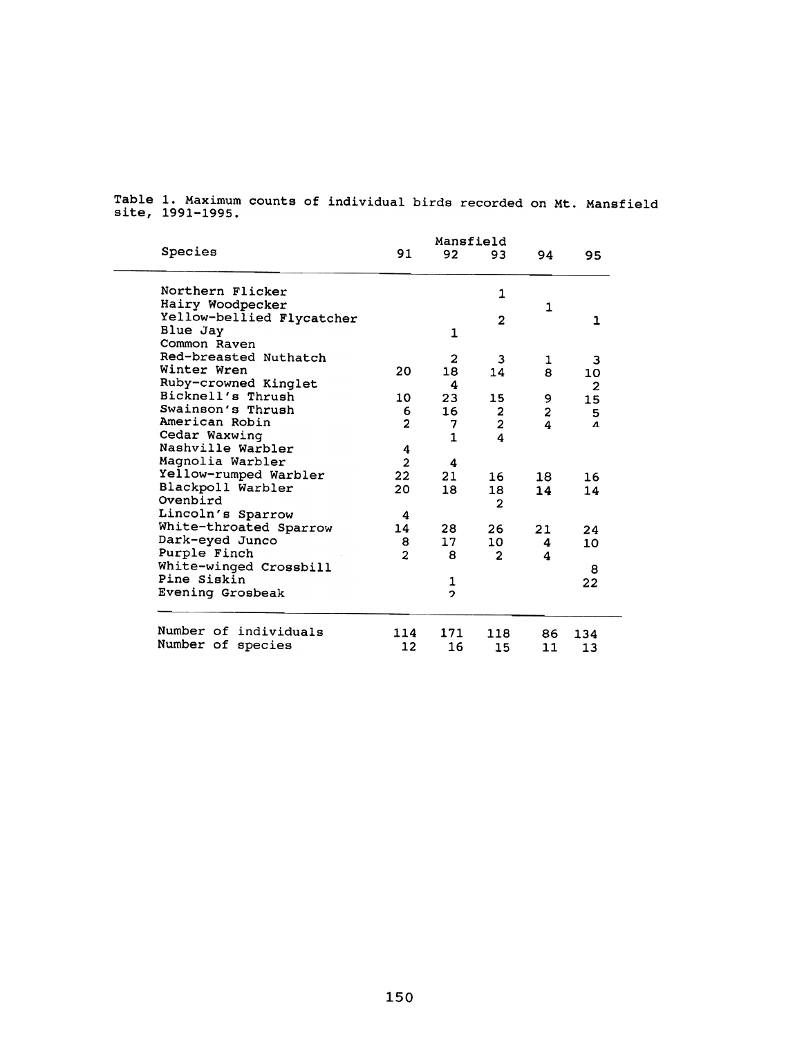Table 1. Maximum counts of individual birds recorded on Mt. Mansfield site, 1991-1995.

| Species | Mansfield | | | | |
|---|---|---|---|---|---|
| | 91 | 92 | 93 | 94 | 95 |
| Northern Flicker | | | 1 | | |
| Hairy Woodpecker | | | | 1 | |
| Yellow-bellied Flycatcher | | | 2 | | 1 |
| Blue Jay | | 1 | | | |
| Common Raven | | | | | |
| Red-breasted Nuthatch | | 2 | 3 | 1 | 3 |
| Winter Wren | 20 | 18 | 14 | 8 | 10 |
| Ruby-crowned Kinglet | | 4 | | | 2 |
| Bicknell's Thrush | 10 | 23 | 15 | 9 | 15 |
| Swainson's Thrush | 6 | 16 | 2 | 2 | 5 |
| American Robin | 2 | 7 | 2 | 4 | 4 |
| Cedar Waxwing | | 1 | 4 | | |
| Nashville Warbler | 4 | | | | |
| Magnolia Warbler | 2 | 4 | | | |
| Yellow-rumped Warbler | 22 | 21 | 16 | 18 | 16 |
| Blackpoll Warbler | 20 | 18 | 18 | 14 | 14 |
| Ovenbird | | | 2 | | |
| Lincoln's Sparrow | 4 | | | | |
| White-throated Sparrow | 14 | 28 | 26 | 21 | 24 |
| Dark-eyed Junco | 8 | 17 | 10 | 4 | 10 |
| Purple Finch | 2 | 8 | 2 | 4 | |
| White-winged Crossbill | | | | | 8 |
| Pine Siskin | | 1 | | | 22 |
| Evening Grosbeak | | 2 | | | |
| Number of individuals | 114 | 171 | 118 | 86 | 134 |
| Number of species | 12 | 16 | 15 | 11 | 13 |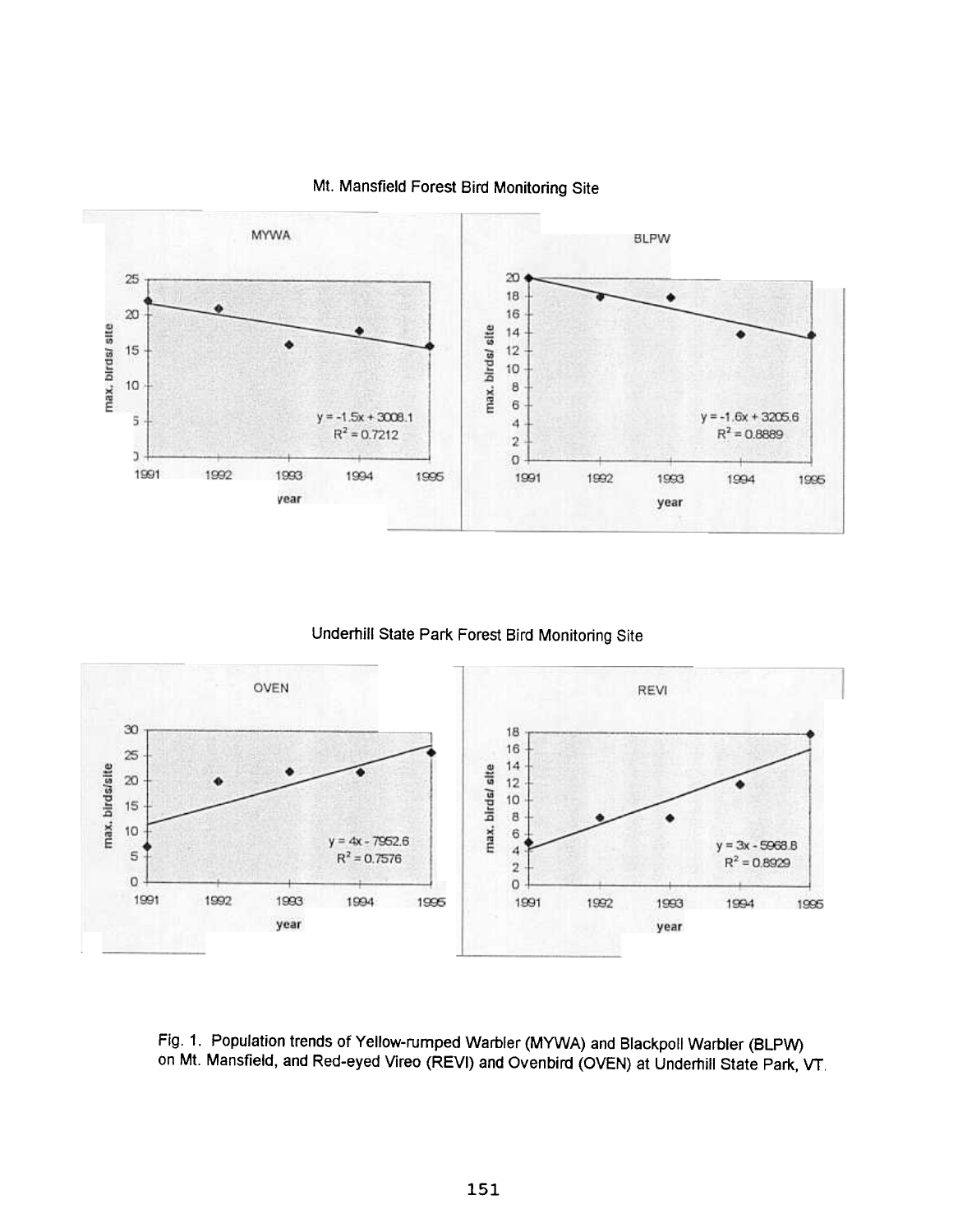Mt. Mansfield Forest Bird Monitoring Site

MYWA

$y = -1.5x + 3008.1$
$R^2 = 0.7212$

BLPW

$y = -1.6x + 3205.6$
$R^2 = 0.8889$

Underhill State Park Forest Bird Monitoring Site

OVEN

$y = 4x - 7952.6$
$R^2 = 0.7576$

REVI

$y = 3x - 5968.8$
$R^2 = 0.8929$

Fig. 1. Population trends of Yellow-rumped Warbler (MYWA) and Blackpoll Warbler (BLPW) on Mt. Mansfield, and Red-eyed Vireo (REVI) and Ovenbird (OVEN) at Underhill State Park, VT.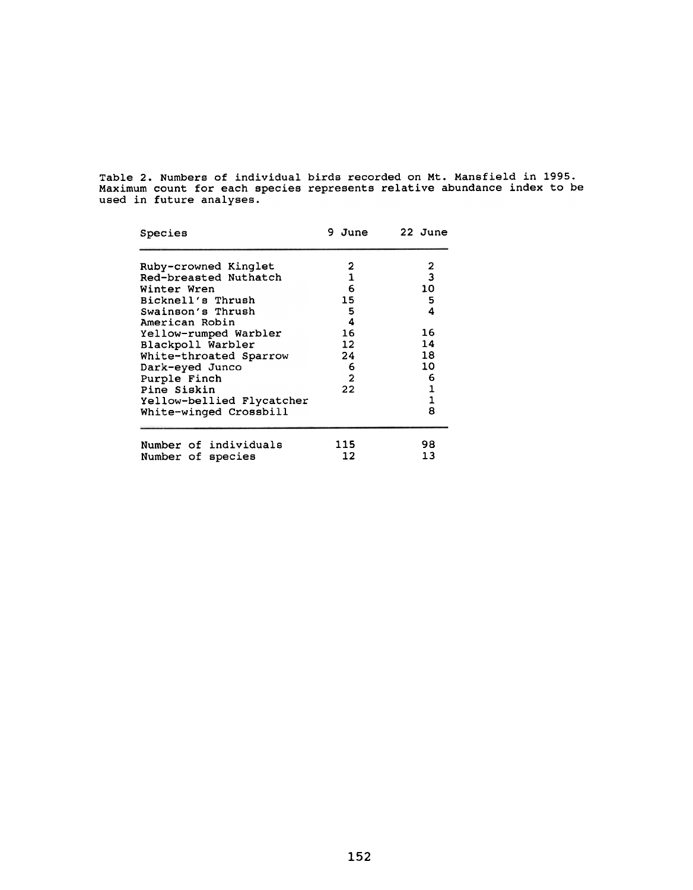Table 2. Numbers of individual birds recorded on Mt. Mansfield in 1995. Maximum count for each species represents relative abundance index to be used in future analyses.

| Species | 9 June | 22 June |
|---|---|---|
| Ruby-crowned Kinglet | 2 | 2 |
| Red-breasted Nuthatch | 1 | 3 |
| Winter Wren | 6 | 10 |
| Bicknell's Thrush | 15 | 5 |
| Swainson's Thrush | 5 | 4 |
| American Robin | 4 | |
| Yellow-rumped Warbler | 16 | 16 |
| Blackpoll Warbler | 12 | 14 |
| White-throated Sparrow | 24 | 18 |
| Dark-eyed Junco | 6 | 10 |
| Purple Finch | 2 | 6 |
| Pine Siskin | 22 | 1 |
| Yellow-bellied Flycatcher | | 1 |
| White-winged Crossbill | | 8 |
| Number of individuals | 115 | 98 |
| Number of species | 12 | 13 |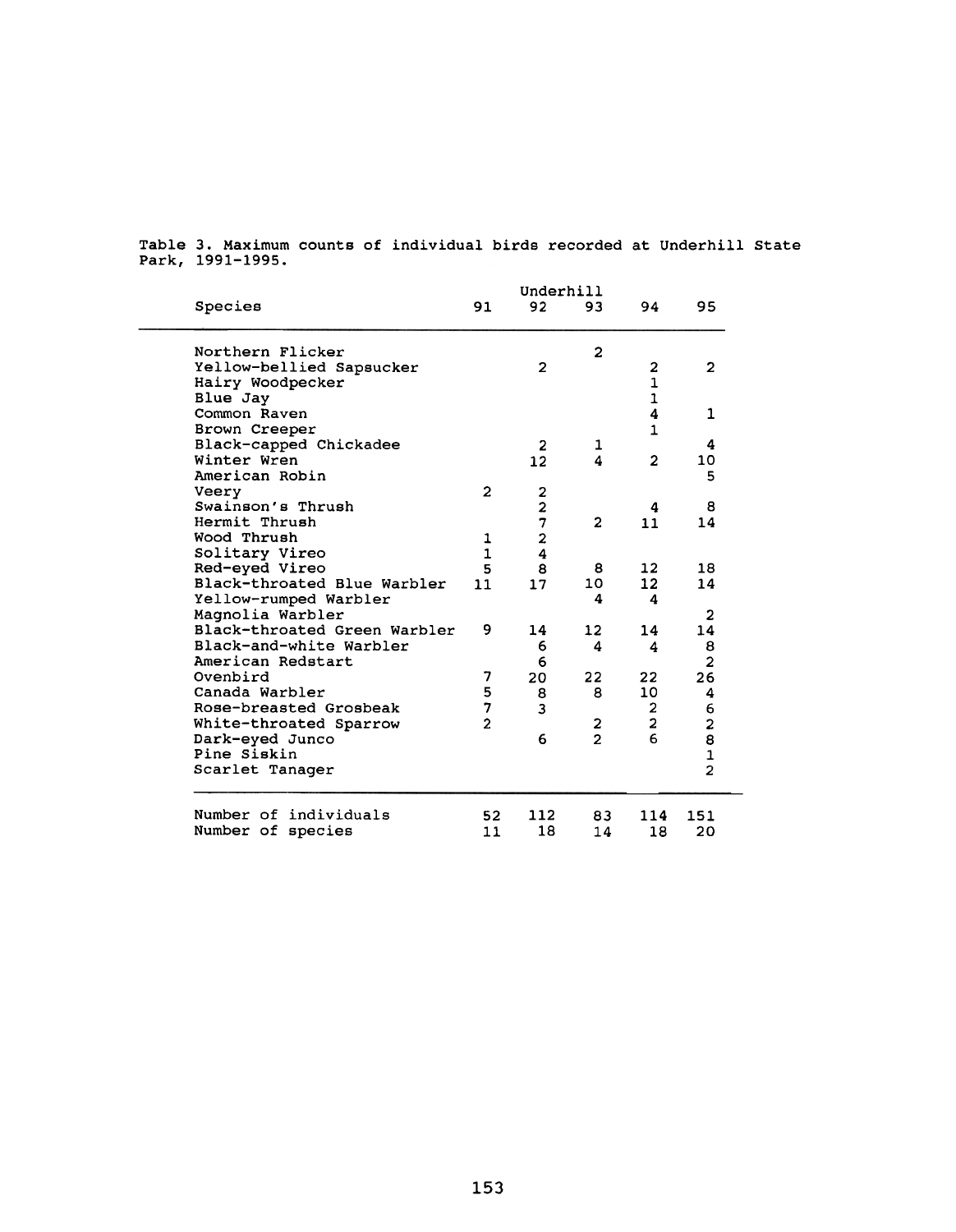Table 3. Maximum counts of individual birds recorded at Underhill State Park, 1991-1995.

| Species | Underhill | | | | |
|---|---|---|---|---|---|
| | 91 | 92 | 93 | 94 | 95 |
| Northern Flicker | | | 2 | | |
| Yellow-bellied Sapsucker | | 2 | | 2 | 2 |
| Hairy Woodpecker | | | | 1 | |
| Blue Jay | | | | 1 | |
| Common Raven | | | | 4 | 1 |
| Brown Creeper | | | | 1 | |
| Black-capped Chickadee | | 2 | 1 | | 4 |
| Winter Wren | | 12 | 4 | 2 | 10 |
| American Robin | | | | | 5 |
| Veery | 2 | 2 | | | |
| Swainson's Thrush | | 2 | | 4 | 8 |
| Hermit Thrush | | 7 | 2 | 11 | 14 |
| Wood Thrush | 1 | 2 | | | |
| Solitary Vireo | 1 | 4 | | | |
| Red-eyed Vireo | 5 | 8 | 8 | 12 | 18 |
| Black-throated Blue Warbler | 11 | 17 | 10 | 12 | 14 |
| Yellow-rumped Warbler | | | 4 | 4 | |
| Magnolia Warbler | | | | | 2 |
| Black-throated Green Warbler | 9 | 14 | 12 | 14 | 14 |
| Black-and-white Warbler | | 6 | 4 | 4 | 8 |
| American Redstart | | 6 | | | 2 |
| Ovenbird | 7 | 20 | 22 | 22 | 26 |
| Canada Warbler | 5 | 8 | 8 | 10 | 4 |
| Rose-breasted Grosbeak | 7 | 3 | | 2 | 6 |
| White-throated Sparrow | 2 | | 2 | 2 | 2 |
| Dark-eyed Junco | | 6 | 2 | 6 | 8 |
| Pine Siskin | | | | | 1 |
| Scarlet Tanager | | | | | 2 |
| Number of individuals | 52 | 112 | 83 | 114 | 151 |
| Number of species | 11 | 18 | 14 | 18 | 20 |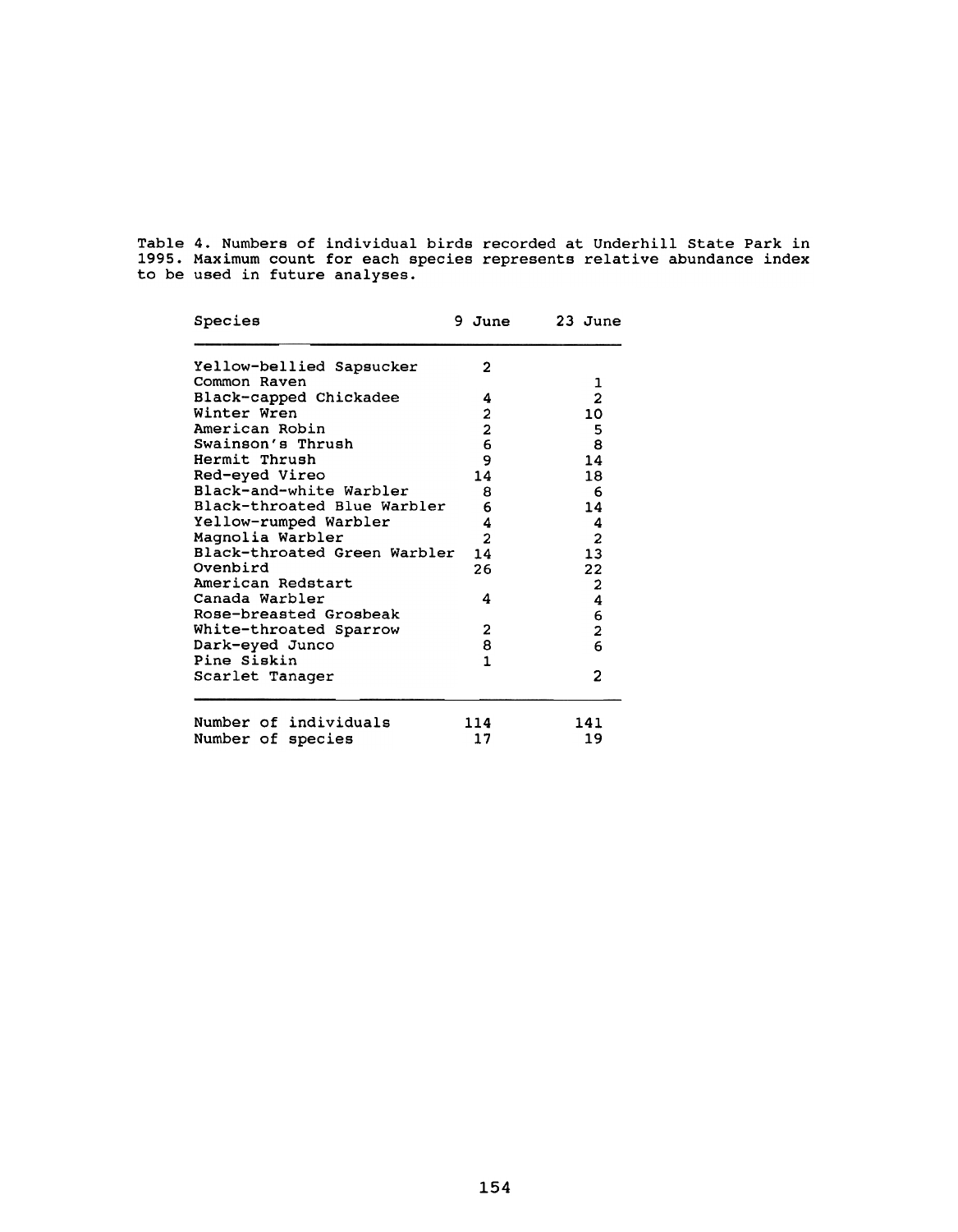Table 4. Numbers of individual birds recorded at Underhill State Park in 1995. Maximum count for each species represents relative abundance index to be used in future analyses.

| Species | 9 June | 23 June |
|---|---|---|
| Yellow-bellied Sapsucker | 2 | |
| Common Raven | | 1 |
| Black-capped Chickadee | 4 | 2 |
| Winter Wren | 2 | 10 |
| American Robin | 2 | 5 |
| Swainson's Thrush | 6 | 8 |
| Hermit Thrush | 9 | 14 |
| Red-eyed Vireo | 14 | 18 |
| Black-and-white Warbler | 8 | 6 |
| Black-throated Blue Warbler | 6 | 14 |
| Yellow-rumped Warbler | 4 | 4 |
| Magnolia Warbler | 2 | 2 |
| Black-throated Green Warbler | 14 | 13 |
| Ovenbird | 26 | 22 |
| American Redstart | | 2 |
| Canada Warbler | 4 | 4 |
| Rose-breasted Grosbeak | | 6 |
| White-throated Sparrow | 2 | 2 |
| Dark-eyed Junco | 8 | 6 |
| Pine Siskin | 1 | |
| Scarlet Tanager | | 2 |
| Number of individuals | 114 | 141 |
| Number of species | 17 | 19 |